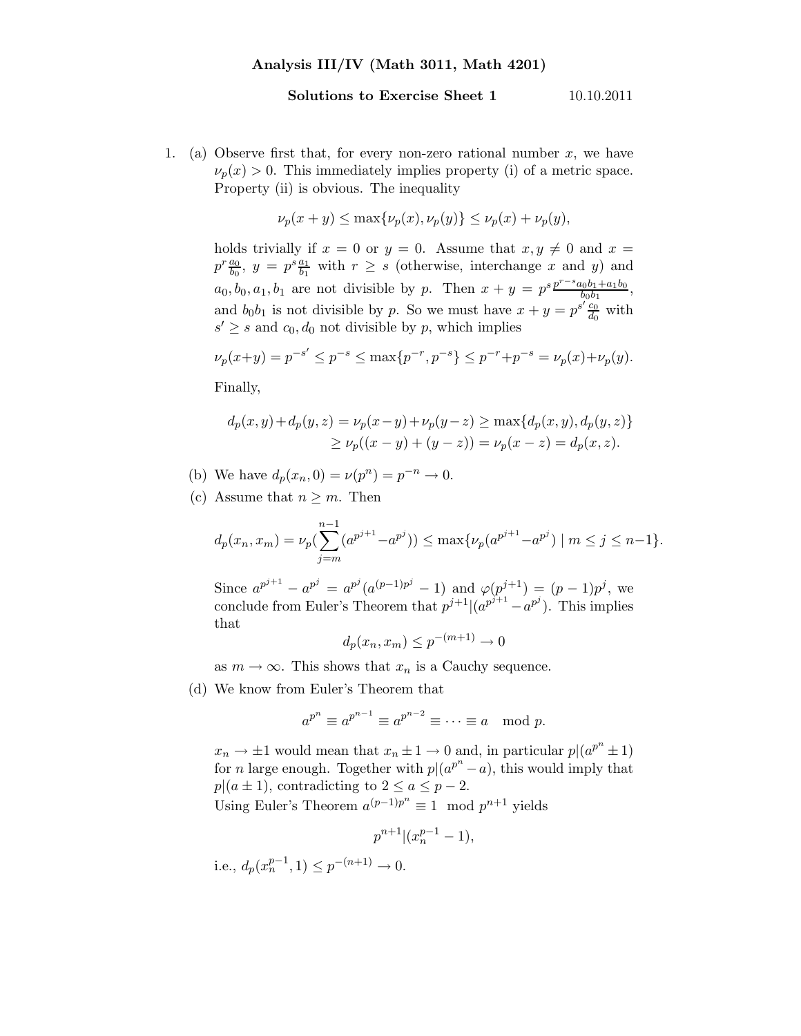**Analysis III/IV (Math 3011, Math 4201)**

**Solutions to Exercise Sheet 1** 10.10.2011

1. (a) Observe first that, for every non-zero rational number $x$, we have $\nu_p(x) > 0$. This immediately implies property (i) of a metric space. Property (ii) is obvious. The inequality

$$\nu_p(x+y) \le \max\{\nu_p(x), \nu_p(y)\} \le \nu_p(x) + \nu_p(y),$$

holds trivially if $x = 0$ or $y = 0$. Assume that $x, y \neq 0$ and $x = p^r \frac{a_0}{b_0}$, $y = p^s \frac{a_1}{b_1}$ with $r \ge s$ (otherwise, interchange $x$ and $y$) and $a_0, b_0, a_1, b_1$ are not divisible by $p$. Then $x + y = p^s \frac{p^{r-s} a_0 b_1 + a_1 b_0}{b_0 b_1}$, and $b_0 b_1$ is not divisible by $p$. So we must have $x + y = p^{s'} \frac{c_0}{d_0}$ with $s' \ge s$ and $c_0, d_0$ not divisible by $p$, which implies

$$\nu_p(x+y) = p^{-s'} \le p^{-s} \le \max\{p^{-r}, p^{-s}\} \le p^{-r} + p^{-s} = \nu_p(x) + \nu_p(y).$$

Finally,

$$\begin{aligned} d_p(x,y) + d_p(y,z) = \nu_p(x-y) + \nu_p(y-z) &\ge \max\{d_p(x,y), d_p(y,z)\} \\ &\ge \nu_p((x-y) + (y-z)) = \nu_p(x-z) = d_p(x,z). \end{aligned}$$

(b) We have $d_p(x_n, 0) = \nu(p^n) = p^{-n} \to 0$.

(c) Assume that $n \ge m$. Then

$$d_p(x_n, x_m) = \nu_p\left(\sum_{j=m}^{n-1} (a^{p^{j+1}} - a^{p^j})\right) \le \max\{\nu_p(a^{p^{j+1}} - a^{p^j}) \mid m \le j \le n-1\}.$$

Since $a^{p^{j+1}} - a^{p^j} = a^{p^j}(a^{(p-1)p^j} - 1)$ and $\varphi(p^{j+1}) = (p-1)p^j$, we conclude from Euler's Theorem that $p^{j+1} | (a^{p^{j+1}} - a^{p^j})$. This implies that

$$d_p(x_n, x_m) \le p^{-(m+1)} \to 0$$

as $m \to \infty$. This shows that $x_n$ is a Cauchy sequence.

(d) We know from Euler's Theorem that

$$a^{p^n} \equiv a^{p^{n-1}} \equiv a^{p^{n-2}} \equiv \cdots \equiv a \mod p.$$

$x_n \to \pm 1$ would mean that $x_n \pm 1 \to 0$ and, in particular $p | (a^{p^n} \pm 1)$ for $n$ large enough. Together with $p | (a^{p^n} - a)$, this would imply that $p | (a \pm 1)$, contradicting to $2 \le a \le p - 2$.

Using Euler's Theorem $a^{(p-1)p^n} \equiv 1 \mod p^{n+1}$ yields

$$p^{n+1} | (x_n^{p-1} - 1),$$

i.e., $d_p(x_n^{p-1}, 1) \le p^{-(n+1)} \to 0$.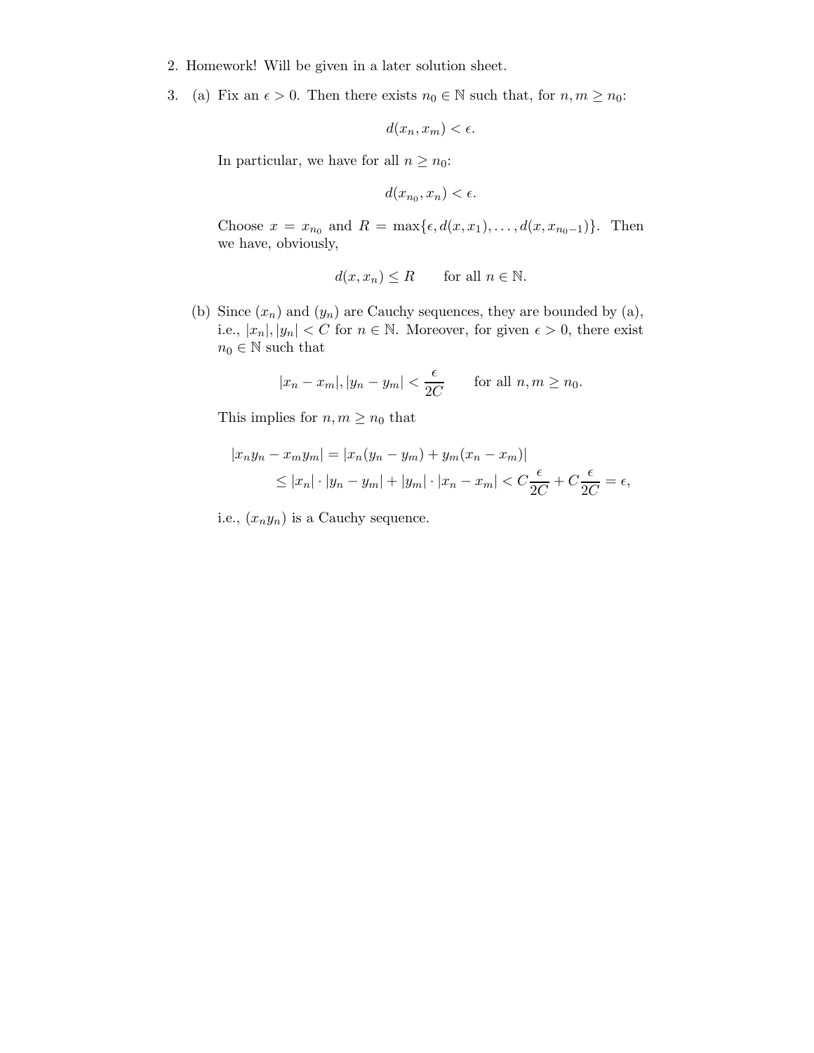2. Homework! Will be given in a later solution sheet.

3. (a) Fix an $\epsilon > 0$. Then there exists $n_0 \in \mathbb{N}$ such that, for $n, m \geq n_0$:

$$d(x_n, x_m) < \epsilon.$$

In particular, we have for all $n \geq n_0$:

$$d(x_{n_0}, x_n) < \epsilon.$$

Choose $x = x_{n_0}$ and $R = \max\{\epsilon, d(x, x_1), \ldots, d(x, x_{n_0-1})\}$. Then we have, obviously,

$$d(x, x_n) \leq R \qquad \text{for all } n \in \mathbb{N}.$$

(b) Since $(x_n)$ and $(y_n)$ are Cauchy sequences, they are bounded by (a), i.e., $|x_n|, |y_n| < C$ for $n \in \mathbb{N}$. Moreover, for given $\epsilon > 0$, there exist $n_0 \in \mathbb{N}$ such that

$$|x_n - x_m|, |y_n - y_m| < \frac{\epsilon}{2C} \qquad \text{for all } n, m \geq n_0.$$

This implies for $n, m \geq n_0$ that

$$\begin{aligned}
|x_n y_n - x_m y_m| &= |x_n(y_n - y_m) + y_m(x_n - x_m)| \\
&\leq |x_n| \cdot |y_n - y_m| + |y_m| \cdot |x_n - x_m| < C\frac{\epsilon}{2C} + C\frac{\epsilon}{2C} = \epsilon,
\end{aligned}$$

i.e., $(x_n y_n)$ is a Cauchy sequence.